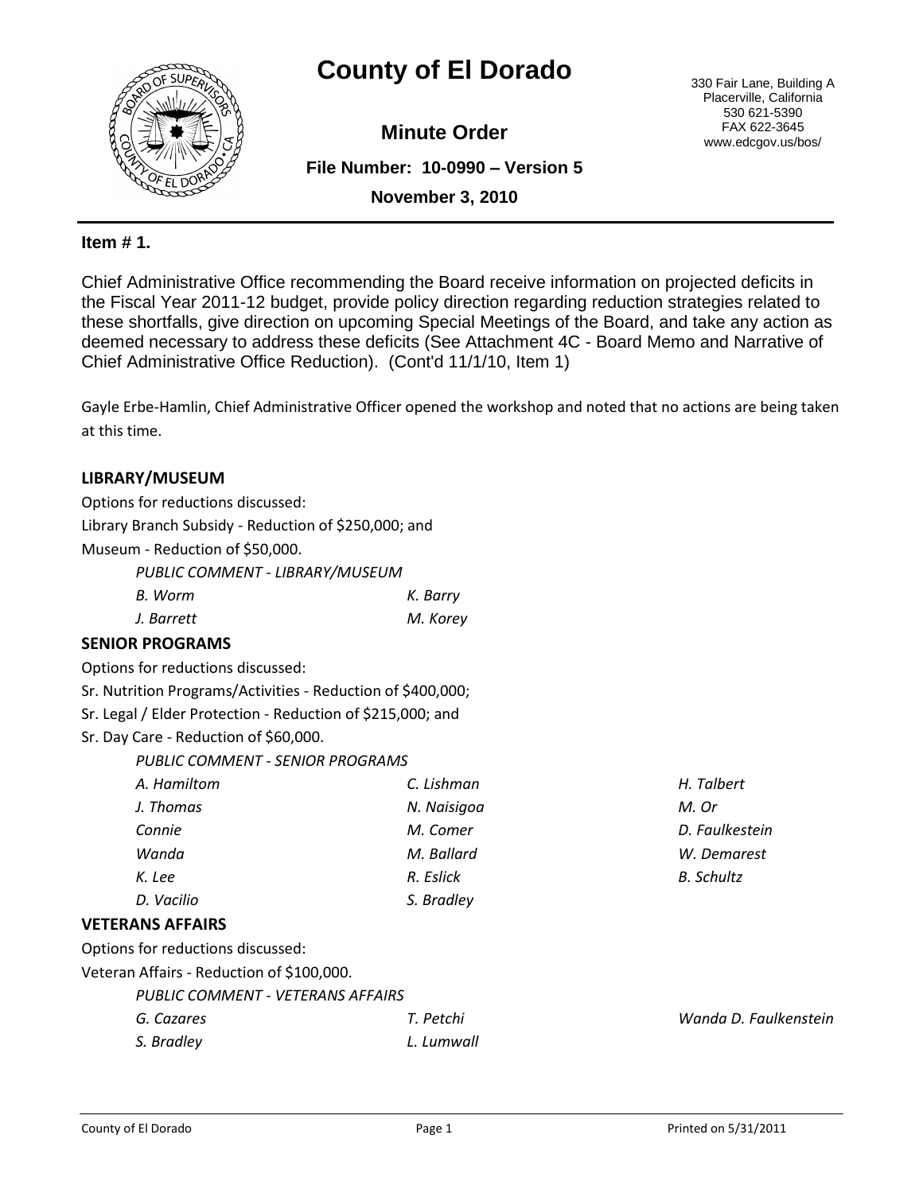# County of El Dorado

330 Fair Lane, Building A
Placerville, California
530 621-5390
FAX 622-3645
www.edcgov.us/bos/

## Minute Order

**File Number: 10-0990 – Version 5**

**November 3, 2010**

**Item # 1.**

Chief Administrative Office recommending the Board receive information on projected deficits in the Fiscal Year 2011-12 budget, provide policy direction regarding reduction strategies related to these shortfalls, give direction on upcoming Special Meetings of the Board, and take any action as deemed necessary to address these deficits (See Attachment 4C - Board Memo and Narrative of Chief Administrative Office Reduction). (Cont'd 11/1/10, Item 1)

Gayle Erbe-Hamlin, Chief Administrative Officer opened the workshop and noted that no actions are being taken at this time.

**LIBRARY/MUSEUM**

Options for reductions discussed:
Library Branch Subsidy - Reduction of $250,000; and
Museum - Reduction of $50,000.

*PUBLIC COMMENT - LIBRARY/MUSEUM*

*B. Worm* | *K. Barry*
*J. Barrett* | *M. Korey*

**SENIOR PROGRAMS**

Options for reductions discussed:
Sr. Nutrition Programs/Activities - Reduction of $400,000;
Sr. Legal / Elder Protection - Reduction of $215,000; and
Sr. Day Care - Reduction of $60,000.

*PUBLIC COMMENT - SENIOR PROGRAMS*

*A. Hamiltom* | *C. Lishman* | *H. Talbert*
*J. Thomas* | *N. Naisigoa* | *M. Or*
*Connie* | *M. Comer* | *D. Faulkestein*
*Wanda* | *M. Ballard* | *W. Demarest*
*K. Lee* | *R. Eslick* | *B. Schultz*
*D. Vacilio* | *S. Bradley*

**VETERANS AFFAIRS**

Options for reductions discussed:
Veteran Affairs - Reduction of $100,000.

*PUBLIC COMMENT - VETERANS AFFAIRS*

*G. Cazares* | *T. Petchi* | *Wanda D. Faulkenstein*
*S. Bradley* | *L. Lumwall*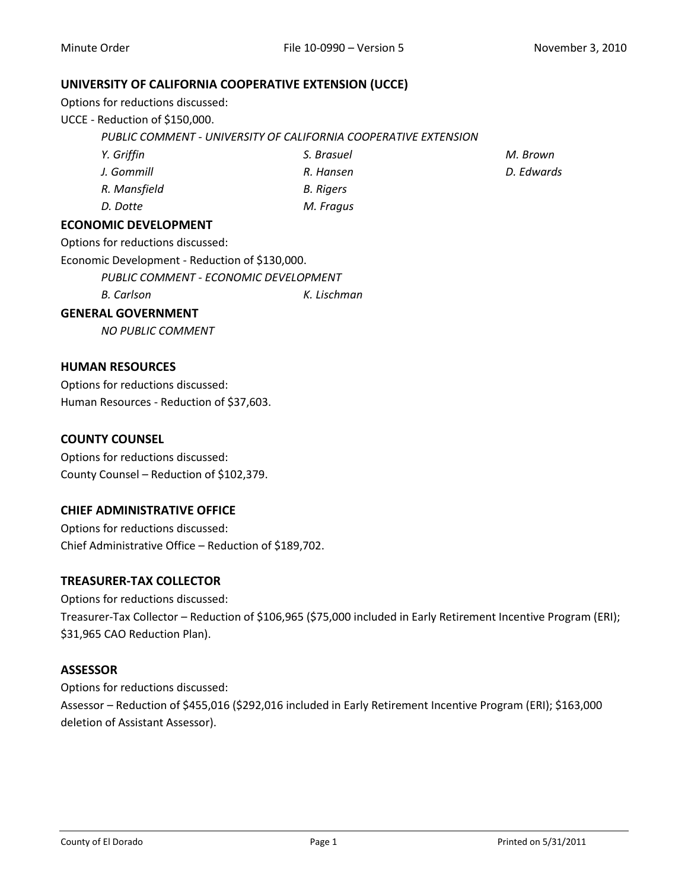## UNIVERSITY OF CALIFORNIA COOPERATIVE EXTENSION (UCCE)

Options for reductions discussed:

UCCE - Reduction of $150,000.

*PUBLIC COMMENT - UNIVERSITY OF CALIFORNIA COOPERATIVE EXTENSION*

*Y. Griffin*
*S. Brasuel*
*M. Brown*
*J. Gommill*
*R. Hansen*
*D. Edwards*
*R. Mansfield*
*B. Rigers*
*D. Dotte*
*M. Fragus*

## ECONOMIC DEVELOPMENT

Options for reductions discussed:

Economic Development - Reduction of $130,000.

*PUBLIC COMMENT - ECONOMIC DEVELOPMENT*

*B. Carlson*
*K. Lischman*

## GENERAL GOVERNMENT

*NO PUBLIC COMMENT*

## HUMAN RESOURCES

Options for reductions discussed:

Human Resources - Reduction of $37,603.

## COUNTY COUNSEL

Options for reductions discussed:

County Counsel – Reduction of $102,379.

## CHIEF ADMINISTRATIVE OFFICE

Options for reductions discussed:

Chief Administrative Office – Reduction of $189,702.

## TREASURER-TAX COLLECTOR

Options for reductions discussed:

Treasurer-Tax Collector – Reduction of $106,965 ($75,000 included in Early Retirement Incentive Program (ERI); $31,965 CAO Reduction Plan).

## ASSESSOR

Options for reductions discussed:

Assessor – Reduction of $455,016 ($292,016 included in Early Retirement Incentive Program (ERI); $163,000 deletion of Assistant Assessor).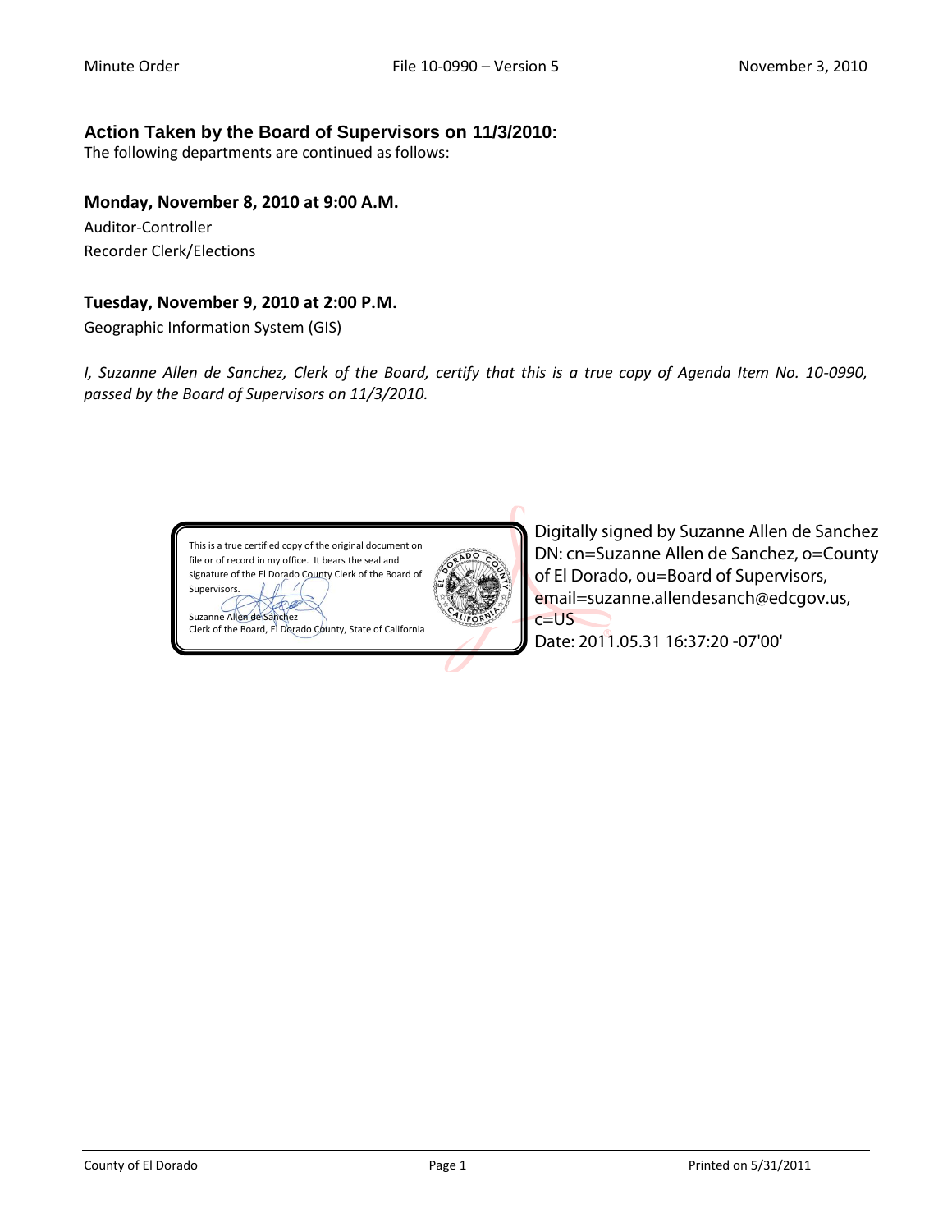## Action Taken by the Board of Supervisors on 11/3/2010:

The following departments are continued as follows:

### Monday, November 8, 2010 at 9:00 A.M.

Auditor-Controller
Recorder Clerk/Elections

### Tuesday, November 9, 2010 at 2:00 P.M.

Geographic Information System (GIS)

*I, Suzanne Allen de Sanchez, Clerk of the Board, certify that this is a true copy of Agenda Item No. 10-0990, passed by the Board of Supervisors on 11/3/2010.*

This is a true certified copy of the original document on file or of record in my office. It bears the seal and signature of the El Dorado County Clerk of the Board of Supervisors.

Suzanne Allen de Sanchez
Clerk of the Board, El Dorado County, State of California

Digitally signed by Suzanne Allen de Sanchez
DN: cn=Suzanne Allen de Sanchez, o=County of El Dorado, ou=Board of Supervisors, email=suzanne.allendesanch@edcgov.us, c=US
Date: 2011.05.31 16:37:20 -07'00'